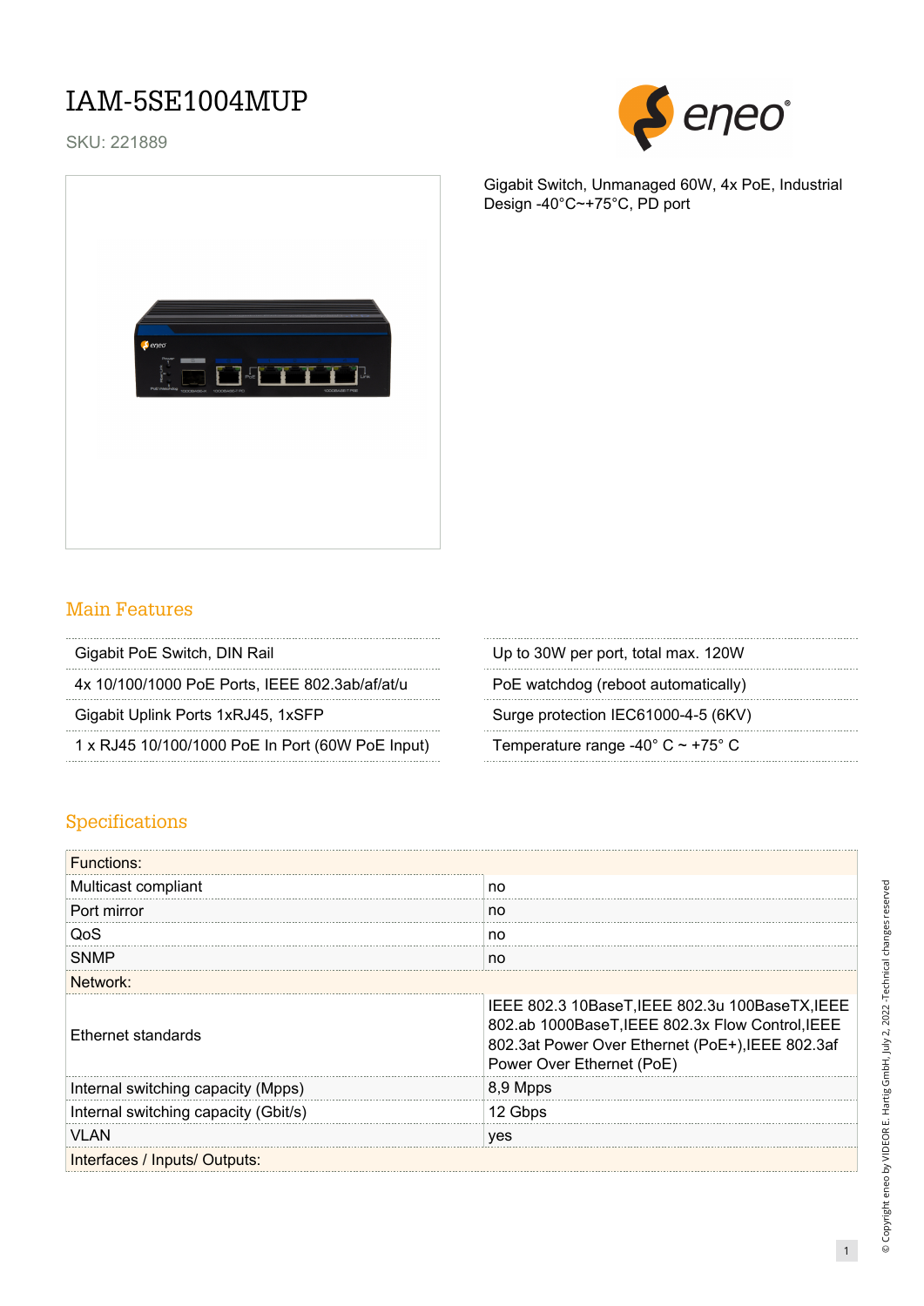# IAM-5SE1004MUP

SKU: 221889

Gigabit Switch, Unmanaged 60W, 4x PoE, Industrial Design -40°C~+75°C, PD port

## Main Features

- Gigabit PoE Switch, DIN Rail
- 4x 10/100/1000 PoE Ports, IEEE 802.3ab/af/at/u
- Gigabit Uplink Ports 1xRJ45, 1xSFP
- 1 x RJ45 10/100/1000 PoE In Port (60W PoE Input)
- Up to 30W per port, total max. 120W
- PoE watchdog (reboot automatically)
- Surge protection IEC61000-4-5 (6KV)
- Temperature range -40° C ~ +75° C

## Specifications

| Functions: | |
|---|---|
| Multicast compliant | no |
| Port mirror | no |
| QoS | no |
| SNMP | no |
| **Network:** | |
| Ethernet standards | IEEE 802.3 10BaseT,IEEE 802.3u 100BaseTX,IEEE 802.ab 1000BaseT,IEEE 802.3x Flow Control,IEEE 802.3at Power Over Ethernet (PoE+),IEEE 802.3af Power Over Ethernet (PoE) |
| Internal switching capacity (Mpps) | 8,9 Mpps |
| Internal switching capacity (Gbit/s) | 12 Gbps |
| VLAN | yes |
| **Interfaces / Inputs/ Outputs:** | |

© Copyright eneo by VIDEOR E. Hartig GmbH, July 2, 2022 -Technical changes reserved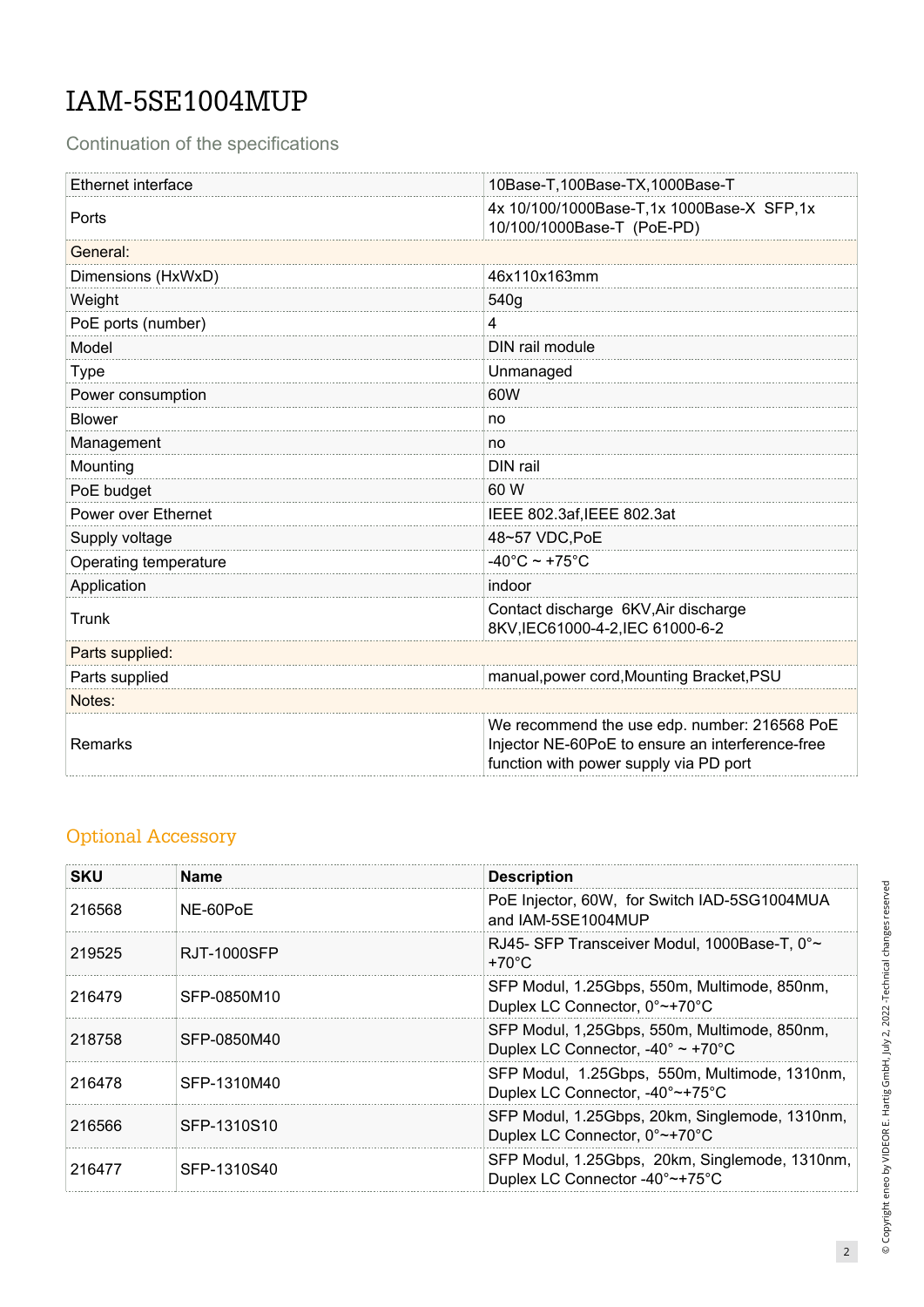# IAM-5SE1004MUP

Continuation of the specifications

| | |
|---|---|
| Ethernet interface | 10Base-T,100Base-TX,1000Base-T |
| Ports | 4x 10/100/1000Base-T,1x 1000Base-X SFP,1x 10/100/1000Base-T (PoE-PD) |
| **General:** | |
| Dimensions (HxWxD) | 46x110x163mm |
| Weight | 540g |
| PoE ports (number) | 4 |
| Model | DIN rail module |
| Type | Unmanaged |
| Power consumption | 60W |
| Blower | no |
| Management | no |
| Mounting | DIN rail |
| PoE budget | 60 W |
| Power over Ethernet | IEEE 802.3af,IEEE 802.3at |
| Supply voltage | 48~57 VDC,PoE |
| Operating temperature | -40°C ~ +75°C |
| Application | indoor |
| Trunk | Contact discharge 6KV,Air discharge 8KV,IEC61000-4-2,IEC 61000-6-2 |
| **Parts supplied:** | |
| Parts supplied | manual,power cord,Mounting Bracket,PSU |
| **Notes:** | |
| Remarks | We recommend the use edp. number: 216568 PoE Injector NE-60PoE to ensure an interference-free function with power supply via PD port |

## Optional Accessory

| SKU | Name | Description |
|---|---|---|
| 216568 | NE-60PoE | PoE Injector, 60W, for Switch IAD-5SG1004MUA and IAM-5SE1004MUP |
| 219525 | RJT-1000SFP | RJ45- SFP Transceiver Modul, 1000Base-T, 0°~ +70°C |
| 216479 | SFP-0850M10 | SFP Modul, 1.25Gbps, 550m, Multimode, 850nm, Duplex LC Connector, 0°~+70°C |
| 218758 | SFP-0850M40 | SFP Modul, 1,25Gbps, 550m, Multimode, 850nm, Duplex LC Connector, -40° ~ +70°C |
| 216478 | SFP-1310M40 | SFP Modul, 1.25Gbps, 550m, Multimode, 1310nm, Duplex LC Connector, -40°~+75°C |
| 216566 | SFP-1310S10 | SFP Modul, 1.25Gbps, 20km, Singlemode, 1310nm, Duplex LC Connector, 0°~+70°C |
| 216477 | SFP-1310S40 | SFP Modul, 1.25Gbps, 20km, Singlemode, 1310nm, Duplex LC Connector -40°~+75°C |

© Copyright eneo by VIDEOR E. Hartig GmbH, July 2, 2022 -Technical changes reserved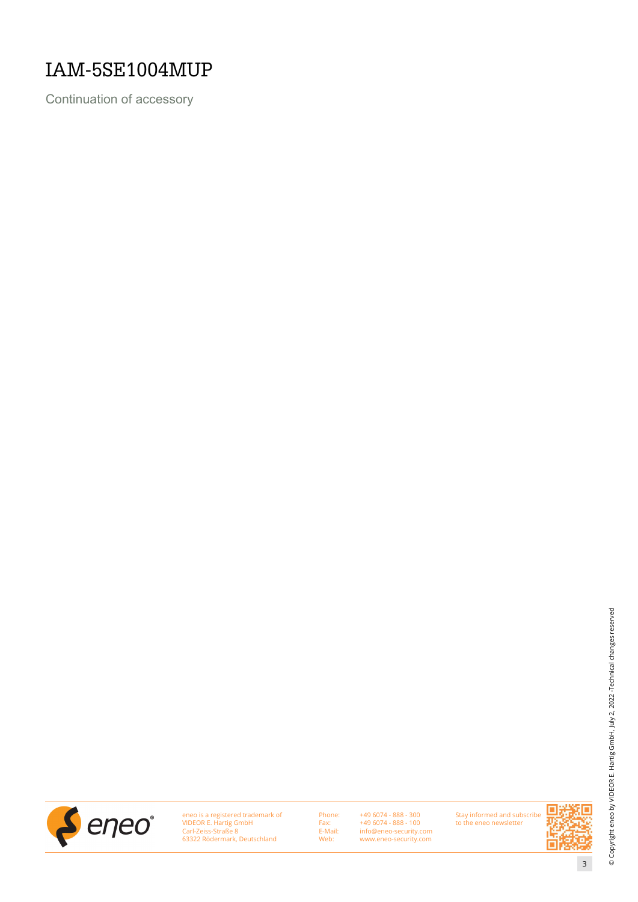# IAM-5SE1004MUP

Continuation of accessory